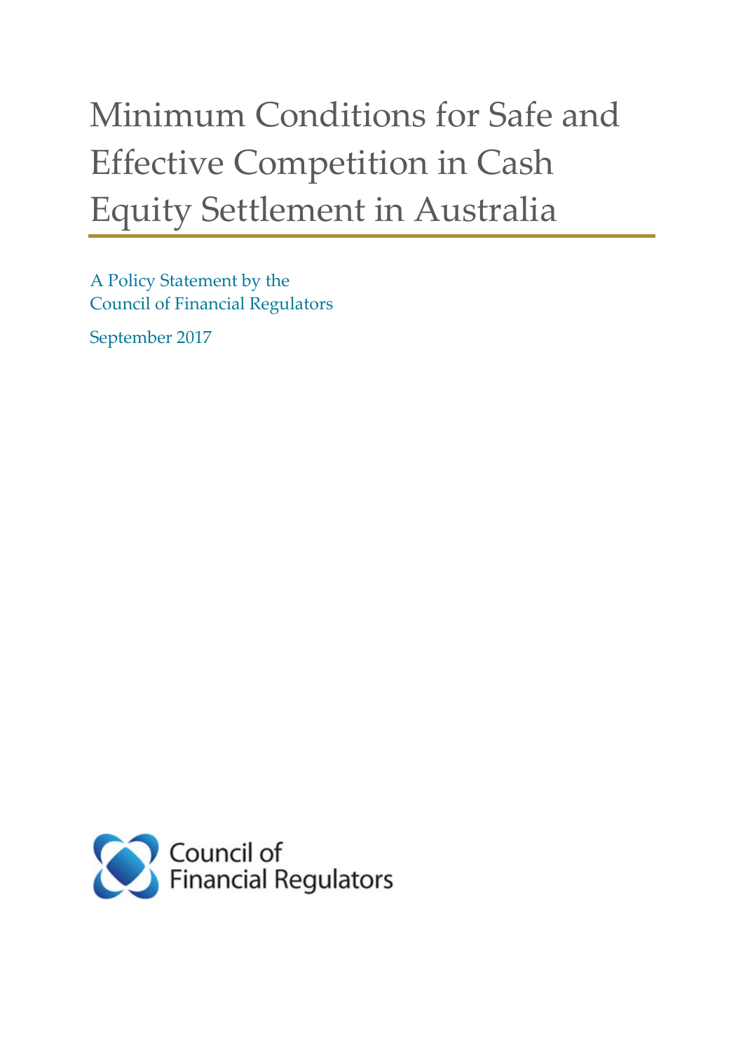# Minimum Conditions for Safe and Effective Competition in Cash Equity Settlement in Australia

A Policy Statement by the
Council of Financial Regulators

September 2017

Council of
Financial Regulators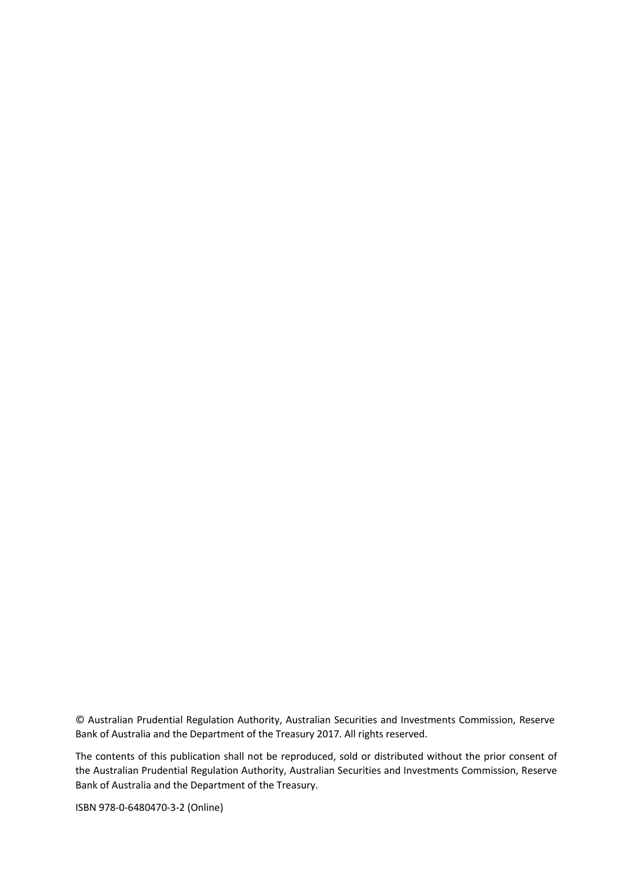© Australian Prudential Regulation Authority, Australian Securities and Investments Commission, Reserve Bank of Australia and the Department of the Treasury 2017. All rights reserved.

The contents of this publication shall not be reproduced, sold or distributed without the prior consent of the Australian Prudential Regulation Authority, Australian Securities and Investments Commission, Reserve Bank of Australia and the Department of the Treasury.

ISBN 978-0-6480470-3-2 (Online)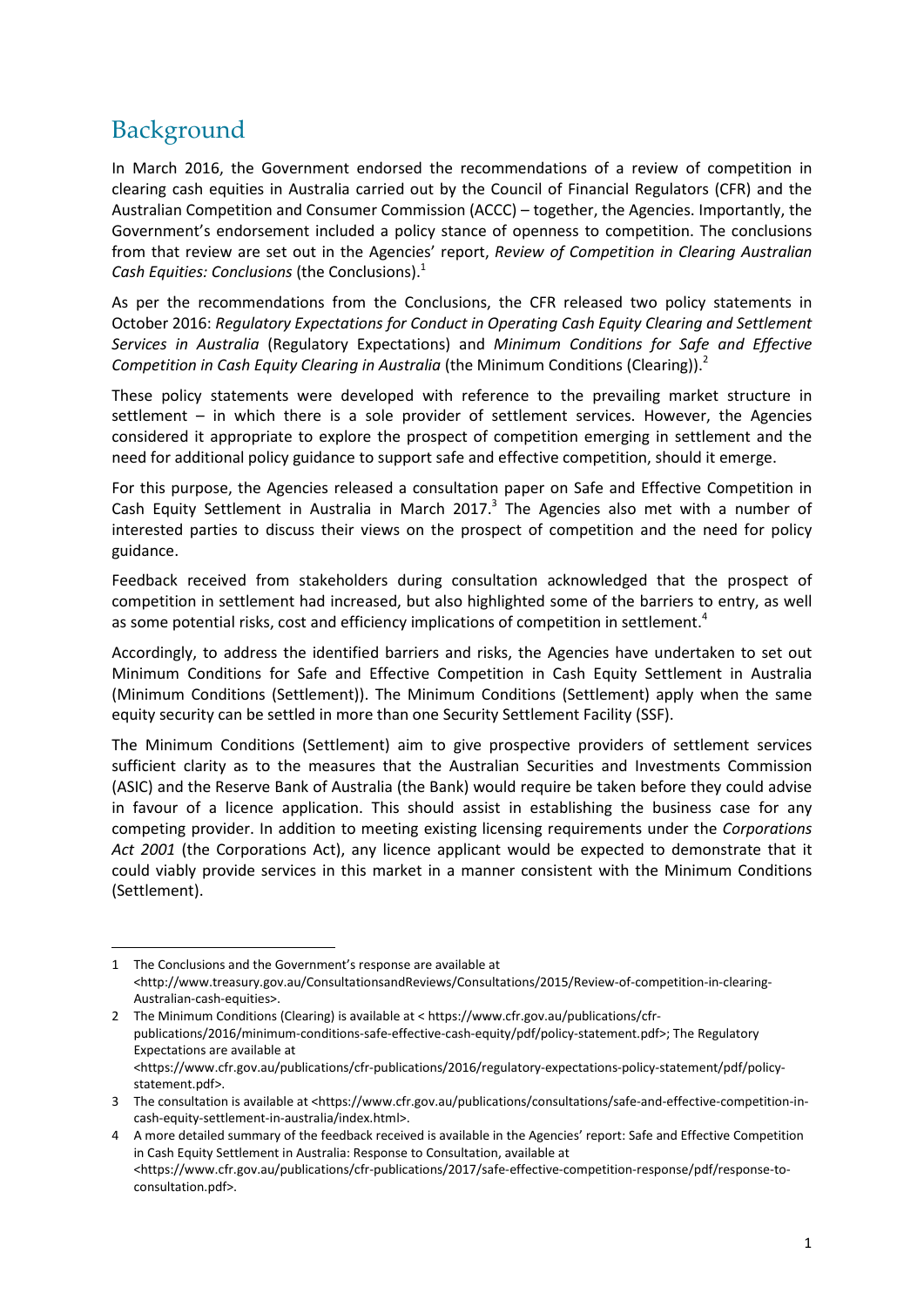# Background

In March 2016, the Government endorsed the recommendations of a review of competition in clearing cash equities in Australia carried out by the Council of Financial Regulators (CFR) and the Australian Competition and Consumer Commission (ACCC) – together, the Agencies. Importantly, the Government's endorsement included a policy stance of openness to competition. The conclusions from that review are set out in the Agencies' report, *Review of Competition in Clearing Australian Cash Equities: Conclusions* (the Conclusions).[1]

As per the recommendations from the Conclusions, the CFR released two policy statements in October 2016: *Regulatory Expectations for Conduct in Operating Cash Equity Clearing and Settlement Services in Australia* (Regulatory Expectations) and *Minimum Conditions for Safe and Effective Competition in Cash Equity Clearing in Australia* (the Minimum Conditions (Clearing)).[2]

These policy statements were developed with reference to the prevailing market structure in settlement – in which there is a sole provider of settlement services. However, the Agencies considered it appropriate to explore the prospect of competition emerging in settlement and the need for additional policy guidance to support safe and effective competition, should it emerge.

For this purpose, the Agencies released a consultation paper on Safe and Effective Competition in Cash Equity Settlement in Australia in March 2017.[3] The Agencies also met with a number of interested parties to discuss their views on the prospect of competition and the need for policy guidance.

Feedback received from stakeholders during consultation acknowledged that the prospect of competition in settlement had increased, but also highlighted some of the barriers to entry, as well as some potential risks, cost and efficiency implications of competition in settlement.[4]

Accordingly, to address the identified barriers and risks, the Agencies have undertaken to set out Minimum Conditions for Safe and Effective Competition in Cash Equity Settlement in Australia (Minimum Conditions (Settlement)). The Minimum Conditions (Settlement) apply when the same equity security can be settled in more than one Security Settlement Facility (SSF).

The Minimum Conditions (Settlement) aim to give prospective providers of settlement services sufficient clarity as to the measures that the Australian Securities and Investments Commission (ASIC) and the Reserve Bank of Australia (the Bank) would require be taken before they could advise in favour of a licence application. This should assist in establishing the business case for any competing provider. In addition to meeting existing licensing requirements under the *Corporations Act 2001* (the Corporations Act), any licence applicant would be expected to demonstrate that it could viably provide services in this market in a manner consistent with the Minimum Conditions (Settlement).

---

1 The Conclusions and the Government's response are available at <http://www.treasury.gov.au/ConsultationsandReviews/Consultations/2015/Review-of-competition-in-clearing-Australian-cash-equities>.

2 The Minimum Conditions (Clearing) is available at < https://www.cfr.gov.au/publications/cfr-publications/2016/minimum-conditions-safe-effective-cash-equity/pdf/policy-statement.pdf>; The Regulatory Expectations are available at <https://www.cfr.gov.au/publications/cfr-publications/2016/regulatory-expectations-policy-statement/pdf/policy-statement.pdf>.

3 The consultation is available at <https://www.cfr.gov.au/publications/consultations/safe-and-effective-competition-in-cash-equity-settlement-in-australia/index.html>.

4 A more detailed summary of the feedback received is available in the Agencies' report: Safe and Effective Competition in Cash Equity Settlement in Australia: Response to Consultation, available at <https://www.cfr.gov.au/publications/cfr-publications/2017/safe-effective-competition-response/pdf/response-to-consultation.pdf>.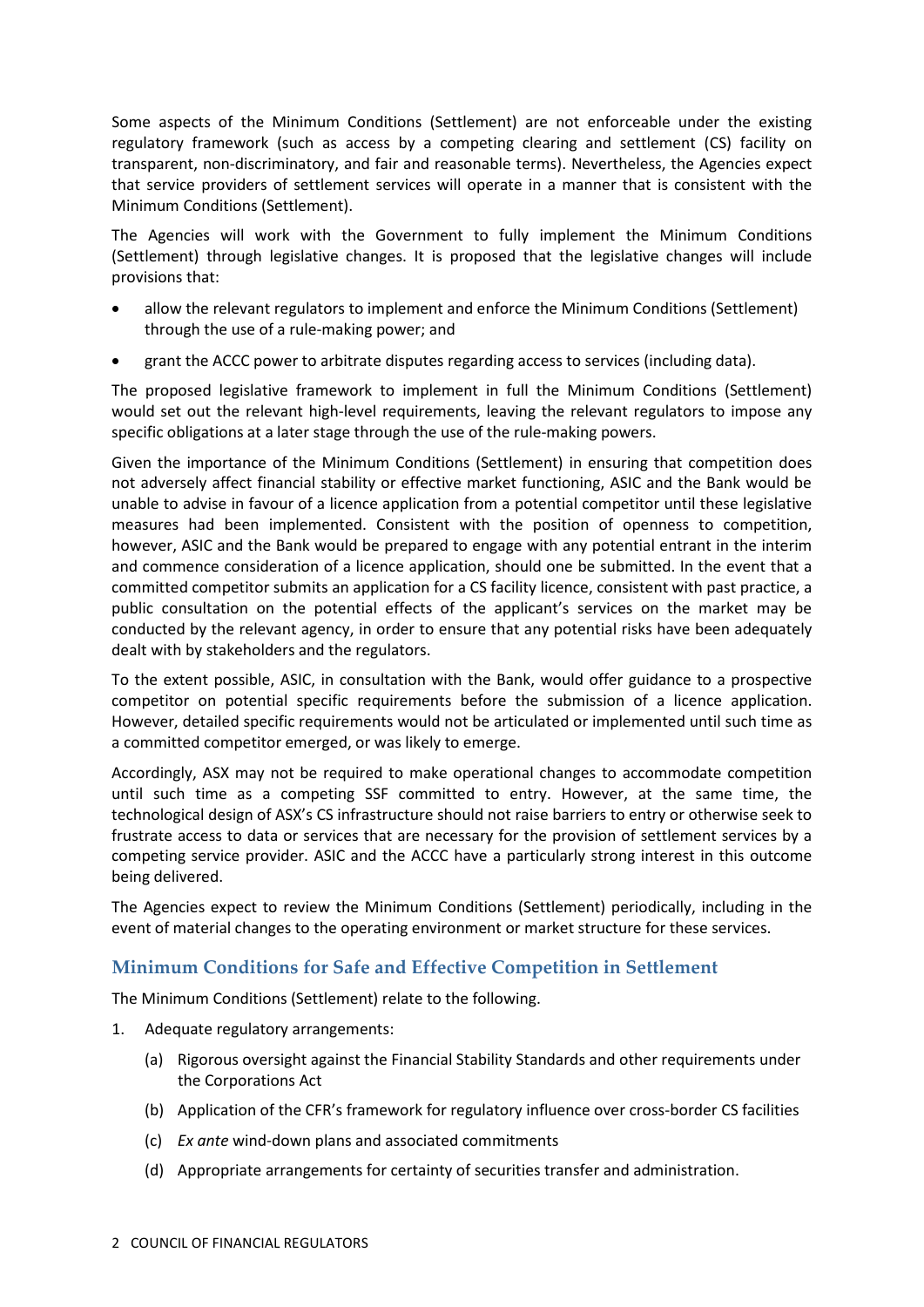Some aspects of the Minimum Conditions (Settlement) are not enforceable under the existing regulatory framework (such as access by a competing clearing and settlement (CS) facility on transparent, non-discriminatory, and fair and reasonable terms). Nevertheless, the Agencies expect that service providers of settlement services will operate in a manner that is consistent with the Minimum Conditions (Settlement).

The Agencies will work with the Government to fully implement the Minimum Conditions (Settlement) through legislative changes. It is proposed that the legislative changes will include provisions that:

- allow the relevant regulators to implement and enforce the Minimum Conditions (Settlement) through the use of a rule-making power; and
- grant the ACCC power to arbitrate disputes regarding access to services (including data).

The proposed legislative framework to implement in full the Minimum Conditions (Settlement) would set out the relevant high-level requirements, leaving the relevant regulators to impose any specific obligations at a later stage through the use of the rule-making powers.

Given the importance of the Minimum Conditions (Settlement) in ensuring that competition does not adversely affect financial stability or effective market functioning, ASIC and the Bank would be unable to advise in favour of a licence application from a potential competitor until these legislative measures had been implemented. Consistent with the position of openness to competition, however, ASIC and the Bank would be prepared to engage with any potential entrant in the interim and commence consideration of a licence application, should one be submitted. In the event that a committed competitor submits an application for a CS facility licence, consistent with past practice, a public consultation on the potential effects of the applicant's services on the market may be conducted by the relevant agency, in order to ensure that any potential risks have been adequately dealt with by stakeholders and the regulators.

To the extent possible, ASIC, in consultation with the Bank, would offer guidance to a prospective competitor on potential specific requirements before the submission of a licence application. However, detailed specific requirements would not be articulated or implemented until such time as a committed competitor emerged, or was likely to emerge.

Accordingly, ASX may not be required to make operational changes to accommodate competition until such time as a competing SSF committed to entry. However, at the same time, the technological design of ASX's CS infrastructure should not raise barriers to entry or otherwise seek to frustrate access to data or services that are necessary for the provision of settlement services by a competing service provider. ASIC and the ACCC have a particularly strong interest in this outcome being delivered.

The Agencies expect to review the Minimum Conditions (Settlement) periodically, including in the event of material changes to the operating environment or market structure for these services.

## Minimum Conditions for Safe and Effective Competition in Settlement

The Minimum Conditions (Settlement) relate to the following.

1. Adequate regulatory arrangements:
   - (a) Rigorous oversight against the Financial Stability Standards and other requirements under the Corporations Act
   - (b) Application of the CFR's framework for regulatory influence over cross-border CS facilities
   - (c) *Ex ante* wind-down plans and associated commitments
   - (d) Appropriate arrangements for certainty of securities transfer and administration.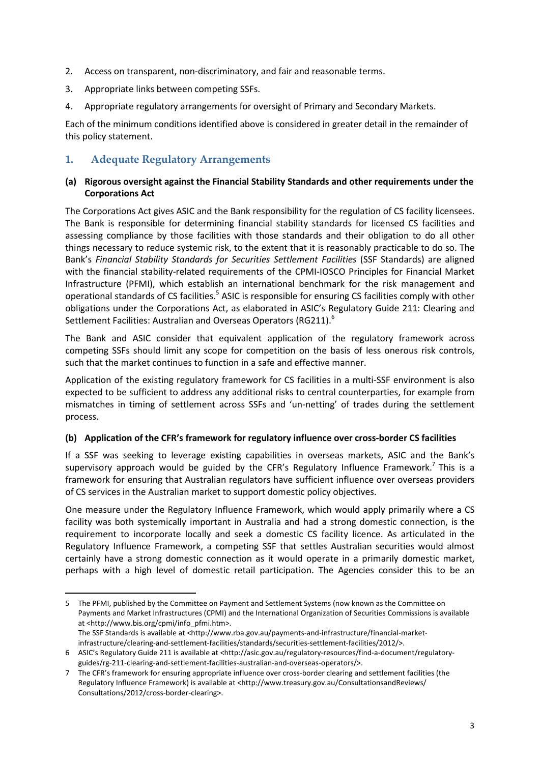2. Access on transparent, non-discriminatory, and fair and reasonable terms.
3. Appropriate links between competing SSFs.
4. Appropriate regulatory arrangements for oversight of Primary and Secondary Markets.

Each of the minimum conditions identified above is considered in greater detail in the remainder of this policy statement.

## 1. Adequate Regulatory Arrangements

### (a) Rigorous oversight against the Financial Stability Standards and other requirements under the Corporations Act

The Corporations Act gives ASIC and the Bank responsibility for the regulation of CS facility licensees. The Bank is responsible for determining financial stability standards for licensed CS facilities and assessing compliance by those facilities with those standards and their obligation to do all other things necessary to reduce systemic risk, to the extent that it is reasonably practicable to do so. The Bank's *Financial Stability Standards for Securities Settlement Facilities* (SSF Standards) are aligned with the financial stability-related requirements of the CPMI-IOSCO Principles for Financial Market Infrastructure (PFMI), which establish an international benchmark for the risk management and operational standards of CS facilities.[5] ASIC is responsible for ensuring CS facilities comply with other obligations under the Corporations Act, as elaborated in ASIC's Regulatory Guide 211: Clearing and Settlement Facilities: Australian and Overseas Operators (RG211).[6]

The Bank and ASIC consider that equivalent application of the regulatory framework across competing SSFs should limit any scope for competition on the basis of less onerous risk controls, such that the market continues to function in a safe and effective manner.

Application of the existing regulatory framework for CS facilities in a multi-SSF environment is also expected to be sufficient to address any additional risks to central counterparties, for example from mismatches in timing of settlement across SSFs and 'un-netting' of trades during the settlement process.

### (b) Application of the CFR's framework for regulatory influence over cross-border CS facilities

If a SSF was seeking to leverage existing capabilities in overseas markets, ASIC and the Bank's supervisory approach would be guided by the CFR's Regulatory Influence Framework.[7] This is a framework for ensuring that Australian regulators have sufficient influence over overseas providers of CS services in the Australian market to support domestic policy objectives.

One measure under the Regulatory Influence Framework, which would apply primarily where a CS facility was both systemically important in Australia and had a strong domestic connection, is the requirement to incorporate locally and seek a domestic CS facility licence. As articulated in the Regulatory Influence Framework, a competing SSF that settles Australian securities would almost certainly have a strong domestic connection as it would operate in a primarily domestic market, perhaps with a high level of domestic retail participation. The Agencies consider this to be an

---

5 The PFMI, published by the Committee on Payment and Settlement Systems (now known as the Committee on Payments and Market Infrastructures (CPMI) and the International Organization of Securities Commissions is available at <http://www.bis.org/cpmi/info_pfmi.htm>.
The SSF Standards is available at <http://www.rba.gov.au/payments-and-infrastructure/financial-market-infrastructure/clearing-and-settlement-facilities/standards/securities-settlement-facilities/2012/>.

6 ASIC's Regulatory Guide 211 is available at <http://asic.gov.au/regulatory-resources/find-a-document/regulatory-guides/rg-211-clearing-and-settlement-facilities-australian-and-overseas-operators/>.

7 The CFR's framework for ensuring appropriate influence over cross-border clearing and settlement facilities (the Regulatory Influence Framework) is available at <http://www.treasury.gov.au/ConsultationsandReviews/Consultations/2012/cross-border-clearing>.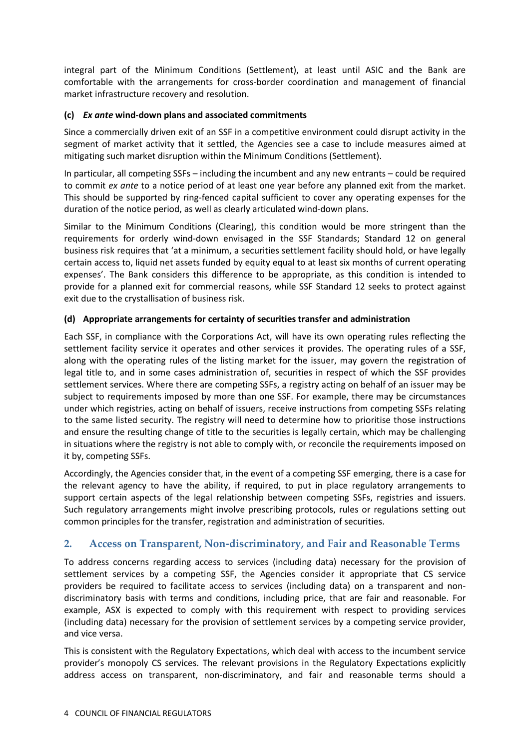integral part of the Minimum Conditions (Settlement), at least until ASIC and the Bank are comfortable with the arrangements for cross-border coordination and management of financial market infrastructure recovery and resolution.

#### (c) *Ex ante* wind-down plans and associated commitments

Since a commercially driven exit of an SSF in a competitive environment could disrupt activity in the segment of market activity that it settled, the Agencies see a case to include measures aimed at mitigating such market disruption within the Minimum Conditions (Settlement).

In particular, all competing SSFs – including the incumbent and any new entrants – could be required to commit *ex ante* to a notice period of at least one year before any planned exit from the market. This should be supported by ring-fenced capital sufficient to cover any operating expenses for the duration of the notice period, as well as clearly articulated wind-down plans.

Similar to the Minimum Conditions (Clearing), this condition would be more stringent than the requirements for orderly wind-down envisaged in the SSF Standards; Standard 12 on general business risk requires that 'at a minimum, a securities settlement facility should hold, or have legally certain access to, liquid net assets funded by equity equal to at least six months of current operating expenses'. The Bank considers this difference to be appropriate, as this condition is intended to provide for a planned exit for commercial reasons, while SSF Standard 12 seeks to protect against exit due to the crystallisation of business risk.

#### (d) Appropriate arrangements for certainty of securities transfer and administration

Each SSF, in compliance with the Corporations Act, will have its own operating rules reflecting the settlement facility service it operates and other services it provides. The operating rules of a SSF, along with the operating rules of the listing market for the issuer, may govern the registration of legal title to, and in some cases administration of, securities in respect of which the SSF provides settlement services. Where there are competing SSFs, a registry acting on behalf of an issuer may be subject to requirements imposed by more than one SSF. For example, there may be circumstances under which registries, acting on behalf of issuers, receive instructions from competing SSFs relating to the same listed security. The registry will need to determine how to prioritise those instructions and ensure the resulting change of title to the securities is legally certain, which may be challenging in situations where the registry is not able to comply with, or reconcile the requirements imposed on it by, competing SSFs.

Accordingly, the Agencies consider that, in the event of a competing SSF emerging, there is a case for the relevant agency to have the ability, if required, to put in place regulatory arrangements to support certain aspects of the legal relationship between competing SSFs, registries and issuers. Such regulatory arrangements might involve prescribing protocols, rules or regulations setting out common principles for the transfer, registration and administration of securities.

## 2. Access on Transparent, Non-discriminatory, and Fair and Reasonable Terms

To address concerns regarding access to services (including data) necessary for the provision of settlement services by a competing SSF, the Agencies consider it appropriate that CS service providers be required to facilitate access to services (including data) on a transparent and non-discriminatory basis with terms and conditions, including price, that are fair and reasonable. For example, ASX is expected to comply with this requirement with respect to providing services (including data) necessary for the provision of settlement services by a competing service provider, and vice versa.

This is consistent with the Regulatory Expectations, which deal with access to the incumbent service provider's monopoly CS services. The relevant provisions in the Regulatory Expectations explicitly address access on transparent, non-discriminatory, and fair and reasonable terms should a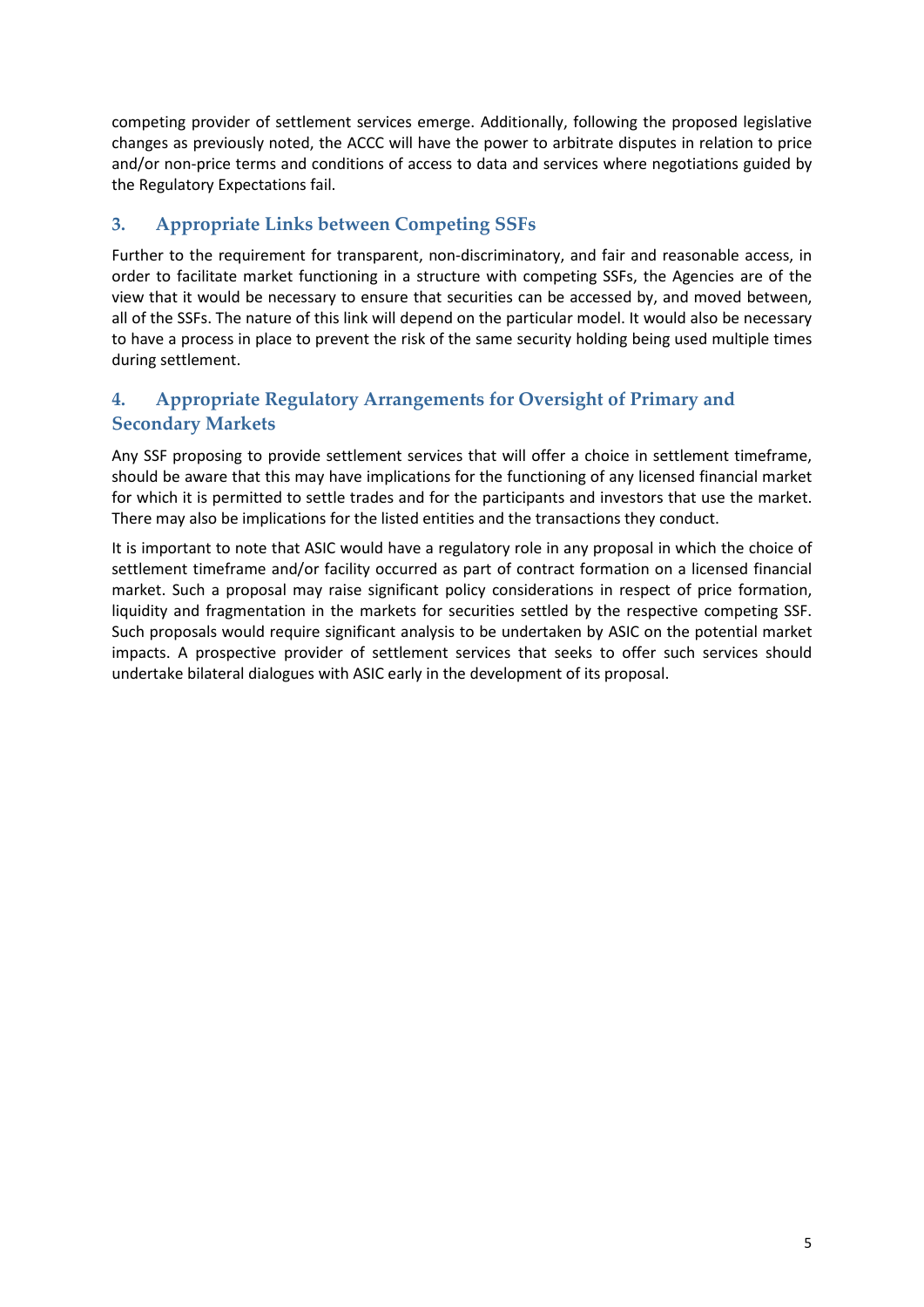competing provider of settlement services emerge. Additionally, following the proposed legislative changes as previously noted, the ACCC will have the power to arbitrate disputes in relation to price and/or non-price terms and conditions of access to data and services where negotiations guided by the Regulatory Expectations fail.

## 3. Appropriate Links between Competing SSFs

Further to the requirement for transparent, non-discriminatory, and fair and reasonable access, in order to facilitate market functioning in a structure with competing SSFs, the Agencies are of the view that it would be necessary to ensure that securities can be accessed by, and moved between, all of the SSFs. The nature of this link will depend on the particular model. It would also be necessary to have a process in place to prevent the risk of the same security holding being used multiple times during settlement.

## 4. Appropriate Regulatory Arrangements for Oversight of Primary and Secondary Markets

Any SSF proposing to provide settlement services that will offer a choice in settlement timeframe, should be aware that this may have implications for the functioning of any licensed financial market for which it is permitted to settle trades and for the participants and investors that use the market. There may also be implications for the listed entities and the transactions they conduct.

It is important to note that ASIC would have a regulatory role in any proposal in which the choice of settlement timeframe and/or facility occurred as part of contract formation on a licensed financial market. Such a proposal may raise significant policy considerations in respect of price formation, liquidity and fragmentation in the markets for securities settled by the respective competing SSF. Such proposals would require significant analysis to be undertaken by ASIC on the potential market impacts. A prospective provider of settlement services that seeks to offer such services should undertake bilateral dialogues with ASIC early in the development of its proposal.